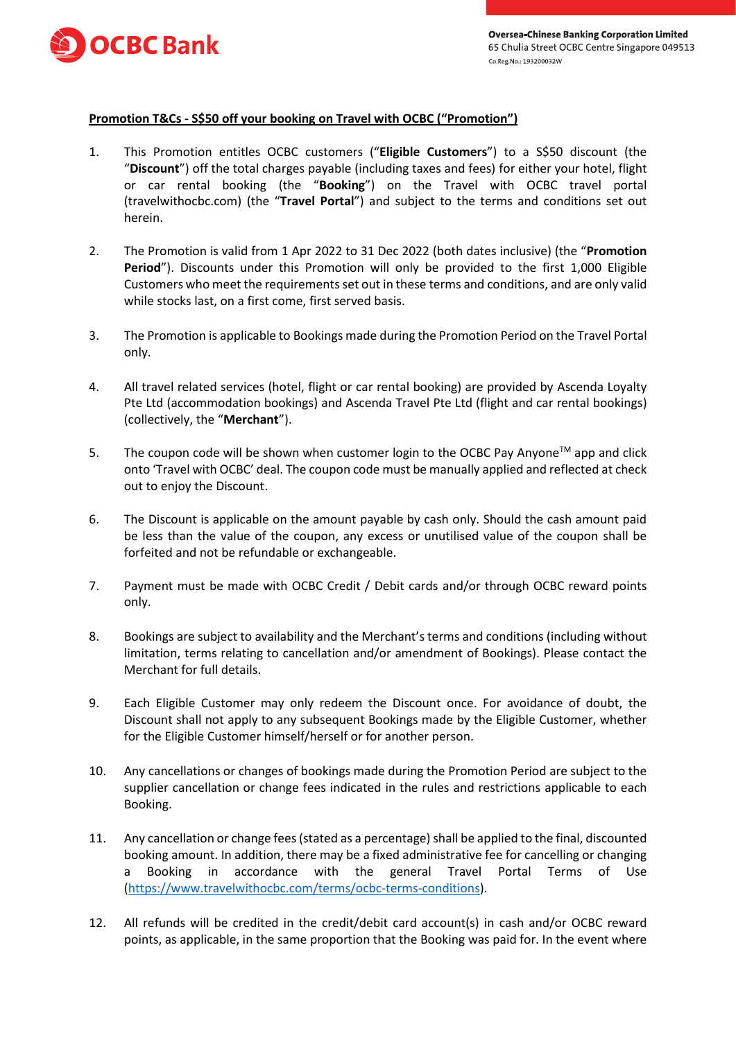**Oversea-Chinese Banking Corporation Limited**
65 Chulia Street OCBC Centre Singapore 049513
Co.Reg.No.: 193200032W

**Promotion T&Cs - S$50 off your booking on Travel with OCBC ("Promotion")**

1. This Promotion entitles OCBC customers ("**Eligible Customers**") to a S$50 discount (the "**Discount**") off the total charges payable (including taxes and fees) for either your hotel, flight or car rental booking (the "**Booking**") on the Travel with OCBC travel portal (travelwithocbc.com) (the "**Travel Portal**") and subject to the terms and conditions set out herein.

2. The Promotion is valid from 1 Apr 2022 to 31 Dec 2022 (both dates inclusive) (the "**Promotion Period**"). Discounts under this Promotion will only be provided to the first 1,000 Eligible Customers who meet the requirements set out in these terms and conditions, and are only valid while stocks last, on a first come, first served basis.

3. The Promotion is applicable to Bookings made during the Promotion Period on the Travel Portal only.

4. All travel related services (hotel, flight or car rental booking) are provided by Ascenda Loyalty Pte Ltd (accommodation bookings) and Ascenda Travel Pte Ltd (flight and car rental bookings) (collectively, the "**Merchant**").

5. The coupon code will be shown when customer login to the OCBC Pay Anyone™ app and click onto 'Travel with OCBC' deal. The coupon code must be manually applied and reflected at check out to enjoy the Discount.

6. The Discount is applicable on the amount payable by cash only. Should the cash amount paid be less than the value of the coupon, any excess or unutilised value of the coupon shall be forfeited and not be refundable or exchangeable.

7. Payment must be made with OCBC Credit / Debit cards and/or through OCBC reward points only.

8. Bookings are subject to availability and the Merchant's terms and conditions (including without limitation, terms relating to cancellation and/or amendment of Bookings). Please contact the Merchant for full details.

9. Each Eligible Customer may only redeem the Discount once. For avoidance of doubt, the Discount shall not apply to any subsequent Bookings made by the Eligible Customer, whether for the Eligible Customer himself/herself or for another person.

10. Any cancellations or changes of bookings made during the Promotion Period are subject to the supplier cancellation or change fees indicated in the rules and restrictions applicable to each Booking.

11. Any cancellation or change fees (stated as a percentage) shall be applied to the final, discounted booking amount. In addition, there may be a fixed administrative fee for cancelling or changing a Booking in accordance with the general Travel Portal Terms of Use (https://www.travelwithocbc.com/terms/ocbc-terms-conditions).

12. All refunds will be credited in the credit/debit card account(s) in cash and/or OCBC reward points, as applicable, in the same proportion that the Booking was paid for. In the event where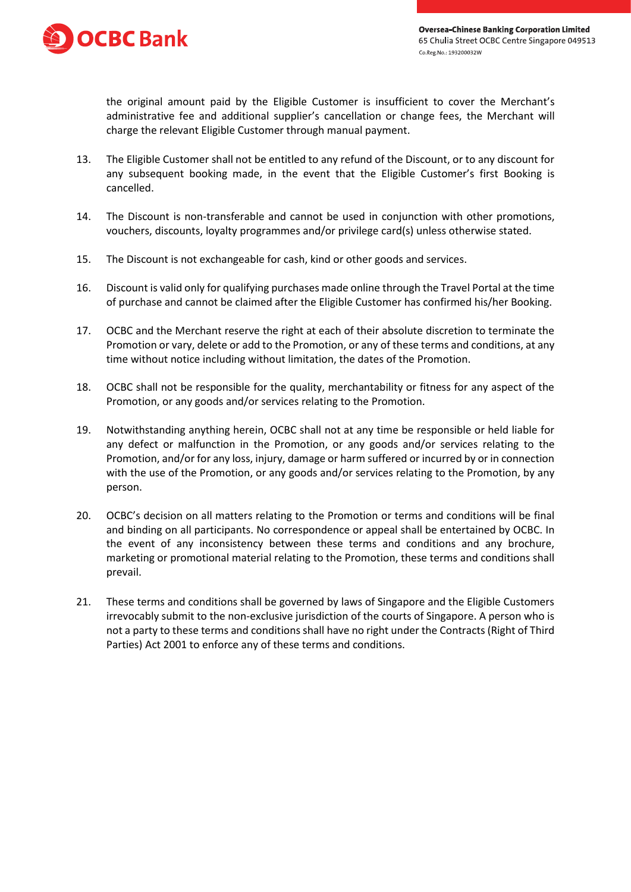the original amount paid by the Eligible Customer is insufficient to cover the Merchant's administrative fee and additional supplier's cancellation or change fees, the Merchant will charge the relevant Eligible Customer through manual payment.

13. The Eligible Customer shall not be entitled to any refund of the Discount, or to any discount for any subsequent booking made, in the event that the Eligible Customer's first Booking is cancelled.

14. The Discount is non-transferable and cannot be used in conjunction with other promotions, vouchers, discounts, loyalty programmes and/or privilege card(s) unless otherwise stated.

15. The Discount is not exchangeable for cash, kind or other goods and services.

16. Discount is valid only for qualifying purchases made online through the Travel Portal at the time of purchase and cannot be claimed after the Eligible Customer has confirmed his/her Booking.

17. OCBC and the Merchant reserve the right at each of their absolute discretion to terminate the Promotion or vary, delete or add to the Promotion, or any of these terms and conditions, at any time without notice including without limitation, the dates of the Promotion.

18. OCBC shall not be responsible for the quality, merchantability or fitness for any aspect of the Promotion, or any goods and/or services relating to the Promotion.

19. Notwithstanding anything herein, OCBC shall not at any time be responsible or held liable for any defect or malfunction in the Promotion, or any goods and/or services relating to the Promotion, and/or for any loss, injury, damage or harm suffered or incurred by or in connection with the use of the Promotion, or any goods and/or services relating to the Promotion, by any person.

20. OCBC's decision on all matters relating to the Promotion or terms and conditions will be final and binding on all participants. No correspondence or appeal shall be entertained by OCBC. In the event of any inconsistency between these terms and conditions and any brochure, marketing or promotional material relating to the Promotion, these terms and conditions shall prevail.

21. These terms and conditions shall be governed by laws of Singapore and the Eligible Customers irrevocably submit to the non-exclusive jurisdiction of the courts of Singapore. A person who is not a party to these terms and conditions shall have no right under the Contracts (Right of Third Parties) Act 2001 to enforce any of these terms and conditions.